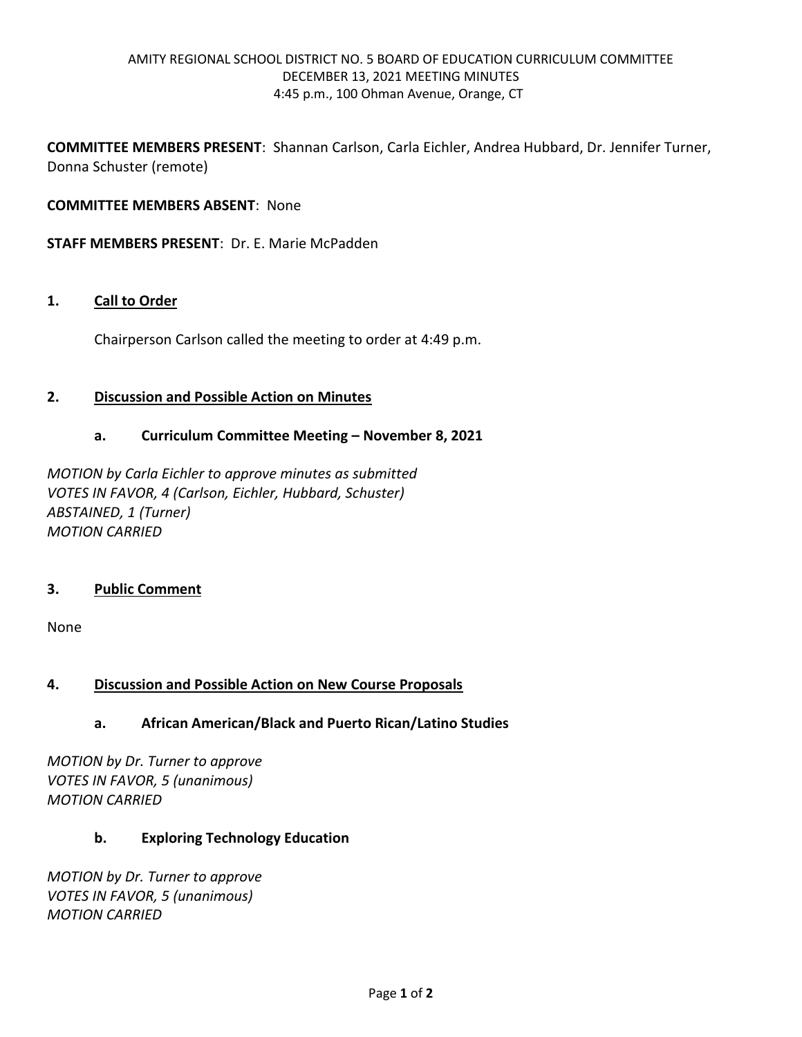AMITY REGIONAL SCHOOL DISTRICT NO. 5 BOARD OF EDUCATION CURRICULUM COMMITTEE
DECEMBER 13, 2021 MEETING MINUTES
4:45 p.m., 100 Ohman Avenue, Orange, CT

**COMMITTEE MEMBERS PRESENT**: Shannan Carlson, Carla Eichler, Andrea Hubbard, Dr. Jennifer Turner, Donna Schuster (remote)

**COMMITTEE MEMBERS ABSENT**: None

**STAFF MEMBERS PRESENT**: Dr. E. Marie McPadden

## 1. Call to Order

Chairperson Carlson called the meeting to order at 4:49 p.m.

## 2. Discussion and Possible Action on Minutes

### a. Curriculum Committee Meeting – November 8, 2021

*MOTION by Carla Eichler to approve minutes as submitted*
*VOTES IN FAVOR, 4 (Carlson, Eichler, Hubbard, Schuster)*
*ABSTAINED, 1 (Turner)*
*MOTION CARRIED*

## 3. Public Comment

None

## 4. Discussion and Possible Action on New Course Proposals

### a. African American/Black and Puerto Rican/Latino Studies

*MOTION by Dr. Turner to approve*
*VOTES IN FAVOR, 5 (unanimous)*
*MOTION CARRIED*

### b. Exploring Technology Education

*MOTION by Dr. Turner to approve*
*VOTES IN FAVOR, 5 (unanimous)*
*MOTION CARRIED*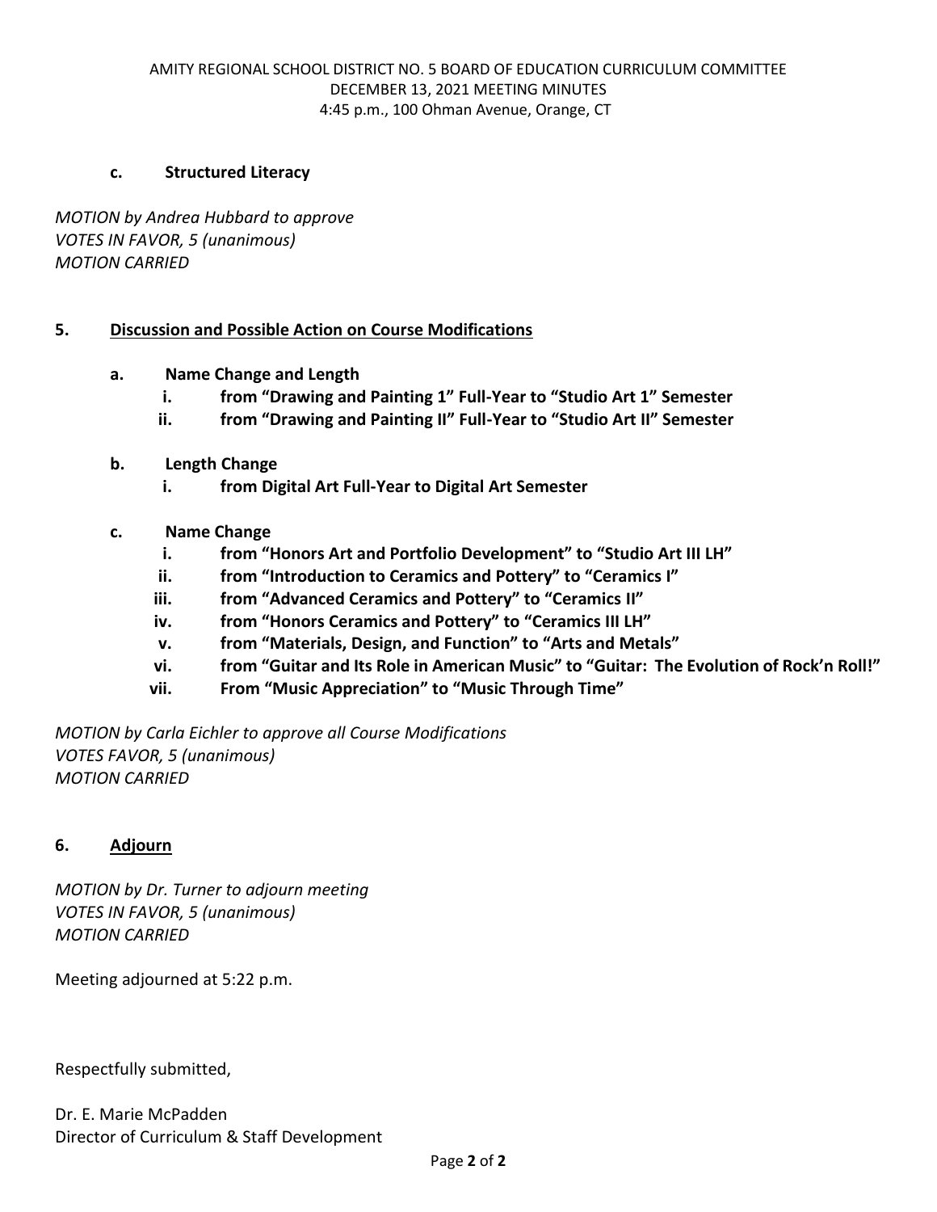### c. Structured Literacy

*MOTION by Andrea Hubbard to approve*
*VOTES IN FAVOR, 5 (unanimous)*
*MOTION CARRIED*

## 5. Discussion and Possible Action on Course Modifications

**a. Name Change and Length**

- **i. from "Drawing and Painting 1" Full-Year to "Studio Art 1" Semester**
- **ii. from "Drawing and Painting II" Full-Year to "Studio Art II" Semester**

**b. Length Change**

- **i. from Digital Art Full-Year to Digital Art Semester**

**c. Name Change**

- **i. from "Honors Art and Portfolio Development" to "Studio Art III LH"**
- **ii. from "Introduction to Ceramics and Pottery" to "Ceramics I"**
- **iii. from "Advanced Ceramics and Pottery" to "Ceramics II"**
- **iv. from "Honors Ceramics and Pottery" to "Ceramics III LH"**
- **v. from "Materials, Design, and Function" to "Arts and Metals"**
- **vi. from "Guitar and Its Role in American Music" to "Guitar: The Evolution of Rock'n Roll!"**
- **vii. From "Music Appreciation" to "Music Through Time"**

*MOTION by Carla Eichler to approve all Course Modifications*
*VOTES FAVOR, 5 (unanimous)*
*MOTION CARRIED*

## 6. Adjourn

*MOTION by Dr. Turner to adjourn meeting*
*VOTES IN FAVOR, 5 (unanimous)*
*MOTION CARRIED*

Meeting adjourned at 5:22 p.m.

Respectfully submitted,

Dr. E. Marie McPadden
Director of Curriculum & Staff Development